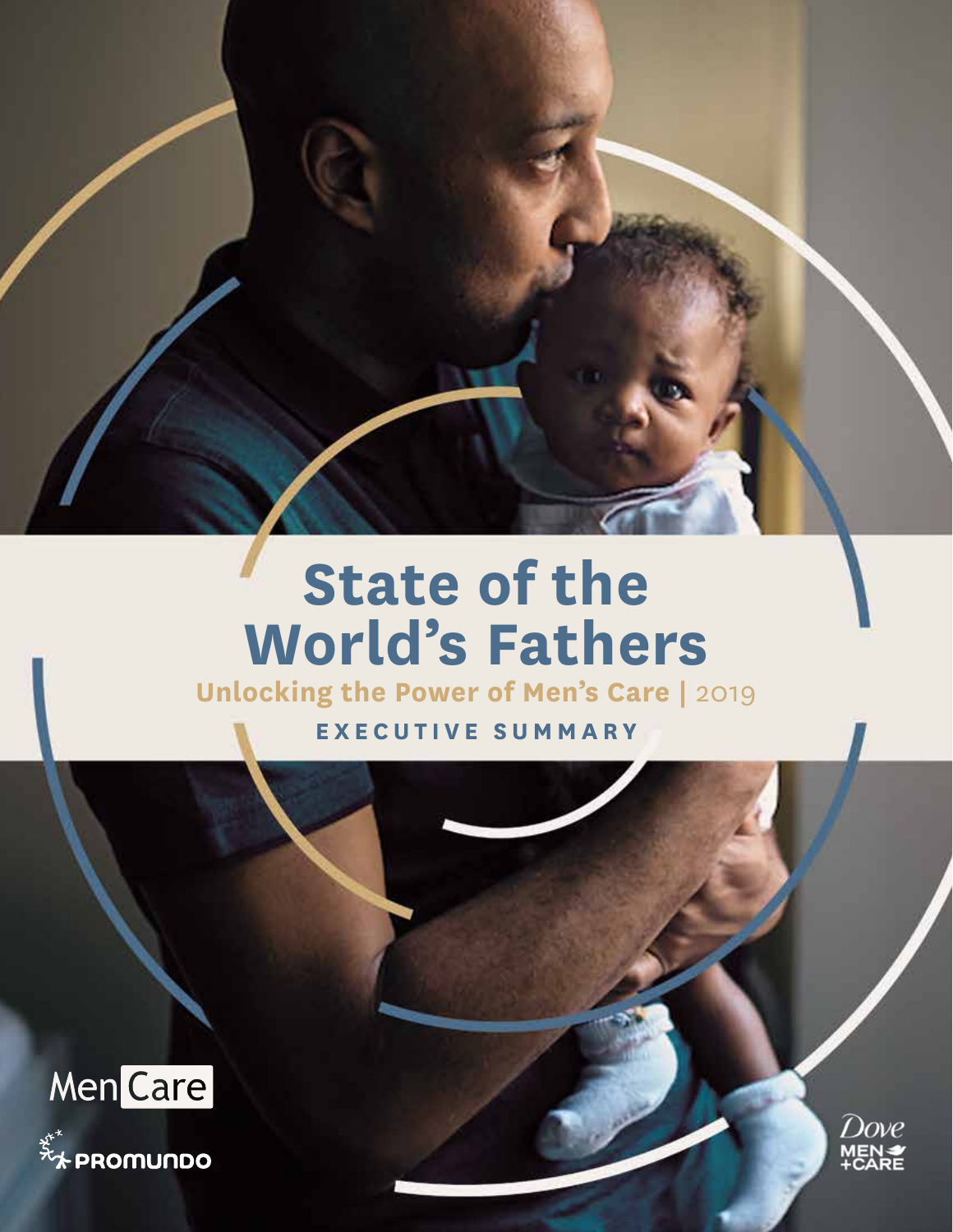# State of the World's Fathers

## Unlocking the Power of Men's Care | 2019

**EXECUTIVE SUMMARY**

MenCare

PROMUNDO

Dove MEN+CARE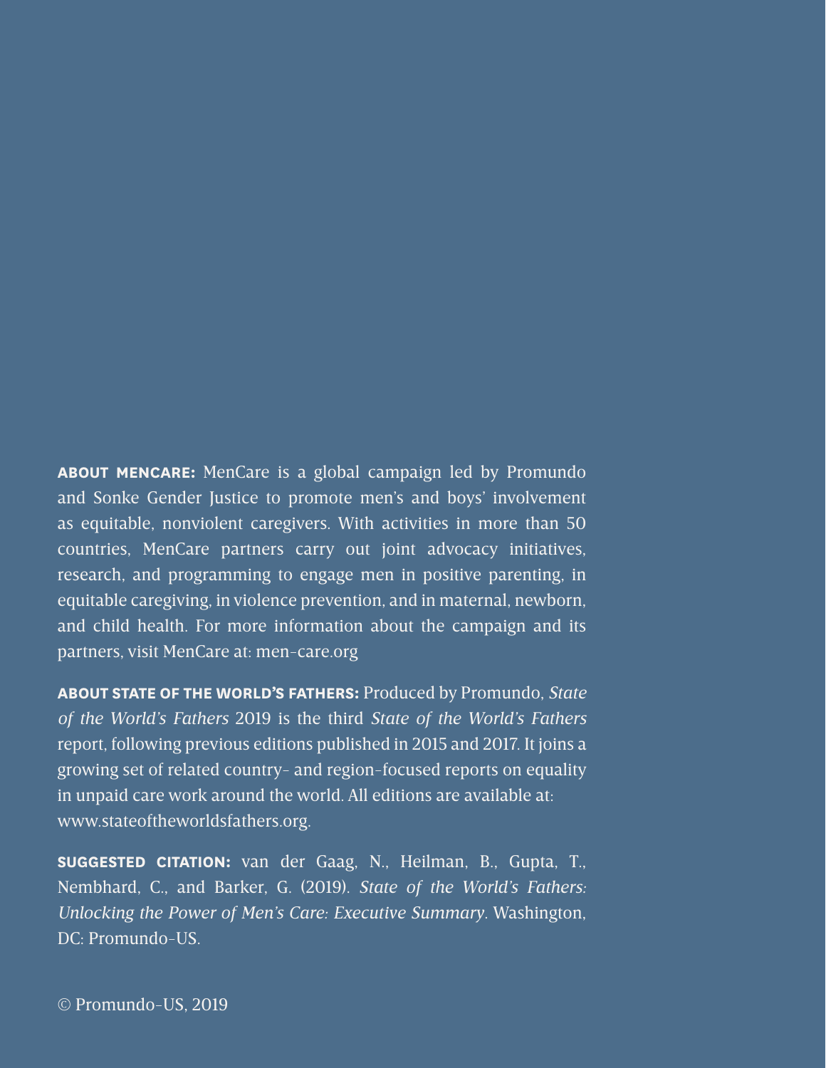**ABOUT MENCARE:** MenCare is a global campaign led by Promundo and Sonke Gender Justice to promote men's and boys' involvement as equitable, nonviolent caregivers. With activities in more than 50 countries, MenCare partners carry out joint advocacy initiatives, research, and programming to engage men in positive parenting, in equitable caregiving, in violence prevention, and in maternal, newborn, and child health. For more information about the campaign and its partners, visit MenCare at: men-care.org

**ABOUT STATE OF THE WORLD'S FATHERS:** Produced by Promundo, *State of the World's Fathers* 2019 is the third *State of the World's Fathers* report, following previous editions published in 2015 and 2017. It joins a growing set of related country- and region-focused reports on equality in unpaid care work around the world. All editions are available at: www.stateoftheworldsfathers.org.

**SUGGESTED CITATION:** van der Gaag, N., Heilman, B., Gupta, T., Nembhard, C., and Barker, G. (2019). *State of the World's Fathers: Unlocking the Power of Men's Care: Executive Summary*. Washington, DC: Promundo-US.

© Promundo-US, 2019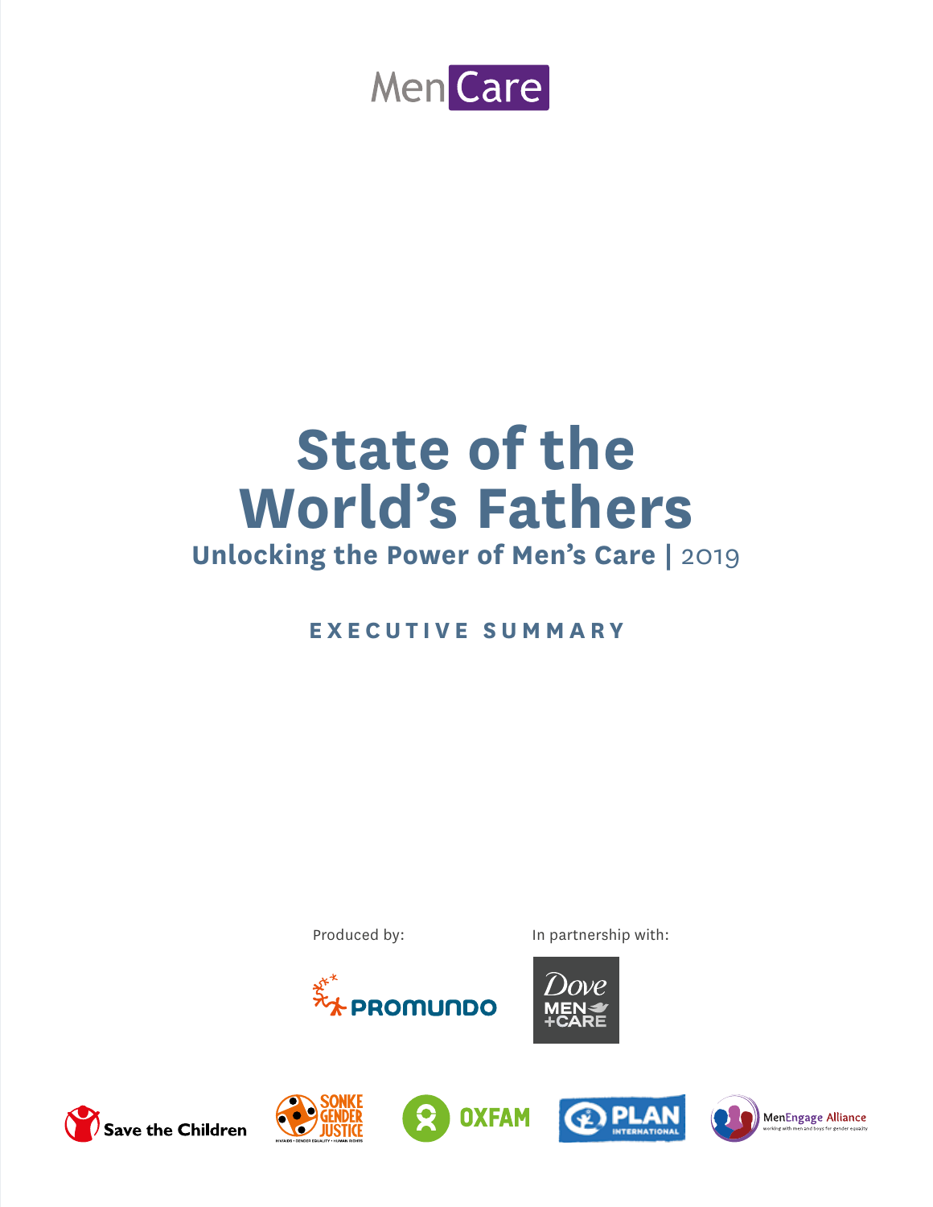MenCare

# State of the World's Fathers

## Unlocking the Power of Men's Care | 2019

**EXECUTIVE SUMMARY**

Produced by:

PROMUNDO

In partnership with:

Dove MEN+CARE

Save the Children

SONKE GENDER JUSTICE

OXFAM

PLAN INTERNATIONAL

MenEngage Alliance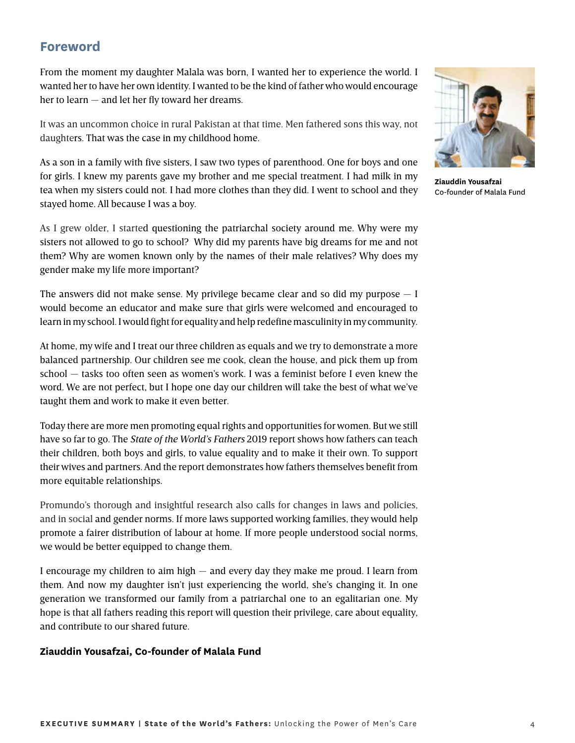## Foreword

From the moment my daughter Malala was born, I wanted her to experience the world. I wanted her to have her own identity. I wanted to be the kind of father who would encourage her to learn — and let her fly toward her dreams.

It was an uncommon choice in rural Pakistan at that time. Men fathered sons this way, not daughters. That was the case in my childhood home.

As a son in a family with five sisters, I saw two types of parenthood. One for boys and one for girls. I knew my parents gave my brother and me special treatment. I had milk in my tea when my sisters could not. I had more clothes than they did. I went to school and they stayed home. All because I was a boy.

As I grew older, I started questioning the patriarchal society around me. Why were my sisters not allowed to go to school? Why did my parents have big dreams for me and not them? Why are women known only by the names of their male relatives? Why does my gender make my life more important?

The answers did not make sense. My privilege became clear and so did my purpose — I would become an educator and make sure that girls were welcomed and encouraged to learn in my school. I would fight for equality and help redefine masculinity in my community.

At home, my wife and I treat our three children as equals and we try to demonstrate a more balanced partnership. Our children see me cook, clean the house, and pick them up from school — tasks too often seen as women's work. I was a feminist before I even knew the word. We are not perfect, but I hope one day our children will take the best of what we've taught them and work to make it even better.

Today there are more men promoting equal rights and opportunities for women. But we still have so far to go. The *State of the World's Fathers* 2019 report shows how fathers can teach their children, both boys and girls, to value equality and to make it their own. To support their wives and partners. And the report demonstrates how fathers themselves benefit from more equitable relationships.

Promundo's thorough and insightful research also calls for changes in laws and policies, and in social and gender norms. If more laws supported working families, they would help promote a fairer distribution of labour at home. If more people understood social norms, we would be better equipped to change them.

I encourage my children to aim high — and every day they make me proud. I learn from them. And now my daughter isn't just experiencing the world, she's changing it. In one generation we transformed our family from a patriarchal one to an egalitarian one. My hope is that all fathers reading this report will question their privilege, care about equality, and contribute to our shared future.

**Ziauddin Yousafzai, Co-founder of Malala Fund**

**Ziauddin Yousafzai**
Co-founder of Malala Fund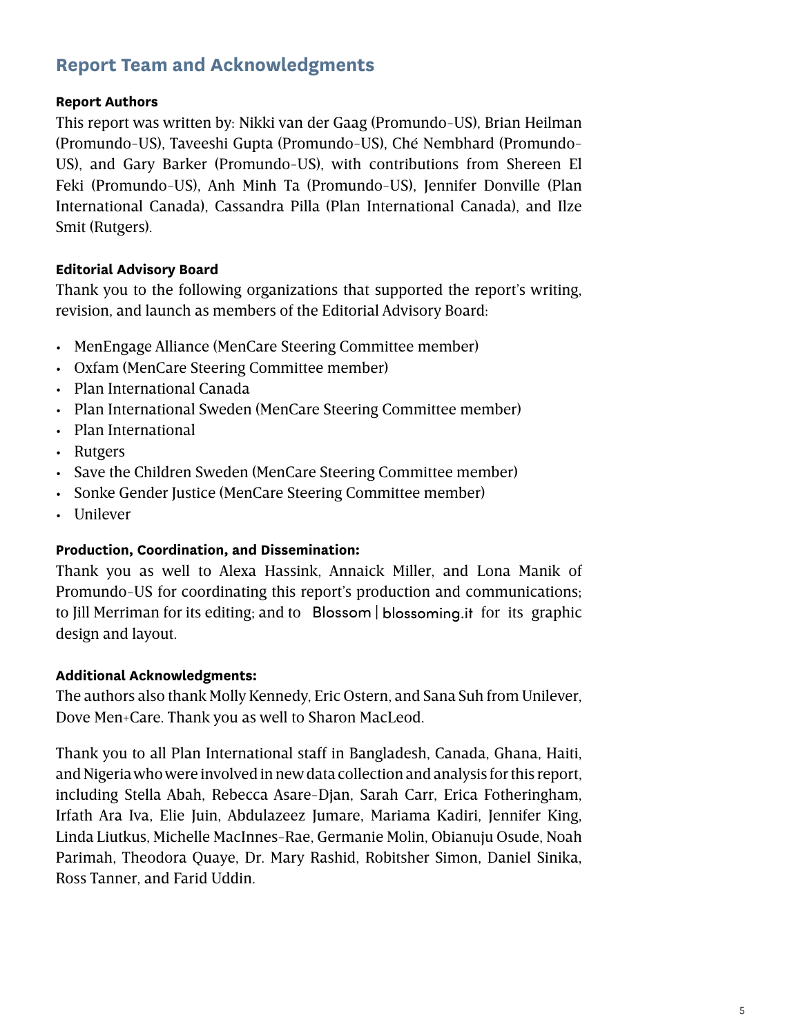## Report Team and Acknowledgments

**Report Authors**

This report was written by: Nikki van der Gaag (Promundo-US), Brian Heilman (Promundo-US), Taveeshi Gupta (Promundo-US), Ché Nembhard (Promundo-US), and Gary Barker (Promundo-US), with contributions from Shereen El Feki (Promundo-US), Anh Minh Ta (Promundo-US), Jennifer Donville (Plan International Canada), Cassandra Pilla (Plan International Canada), and Ilze Smit (Rutgers).

**Editorial Advisory Board**

Thank you to the following organizations that supported the report's writing, revision, and launch as members of the Editorial Advisory Board:

- MenEngage Alliance (MenCare Steering Committee member)
- Oxfam (MenCare Steering Committee member)
- Plan International Canada
- Plan International Sweden (MenCare Steering Committee member)
- Plan International
- Rutgers
- Save the Children Sweden (MenCare Steering Committee member)
- Sonke Gender Justice (MenCare Steering Committee member)
- Unilever

**Production, Coordination, and Dissemination:**

Thank you as well to Alexa Hassink, Annaick Miller, and Lona Manik of Promundo-US for coordinating this report's production and communications; to Jill Merriman for its editing; and to Blossom | blossoming.it for its graphic design and layout.

**Additional Acknowledgments:**

The authors also thank Molly Kennedy, Eric Ostern, and Sana Suh from Unilever, Dove Men+Care. Thank you as well to Sharon MacLeod.

Thank you to all Plan International staff in Bangladesh, Canada, Ghana, Haiti, and Nigeria who were involved in new data collection and analysis for this report, including Stella Abah, Rebecca Asare-Djan, Sarah Carr, Erica Fotheringham, Irfath Ara Iva, Elie Juin, Abdulazeez Jumare, Mariama Kadiri, Jennifer King, Linda Liutkus, Michelle MacInnes-Rae, Germanie Molin, Obianuju Osude, Noah Parimah, Theodora Quaye, Dr. Mary Rashid, Robitsher Simon, Daniel Sinika, Ross Tanner, and Farid Uddin.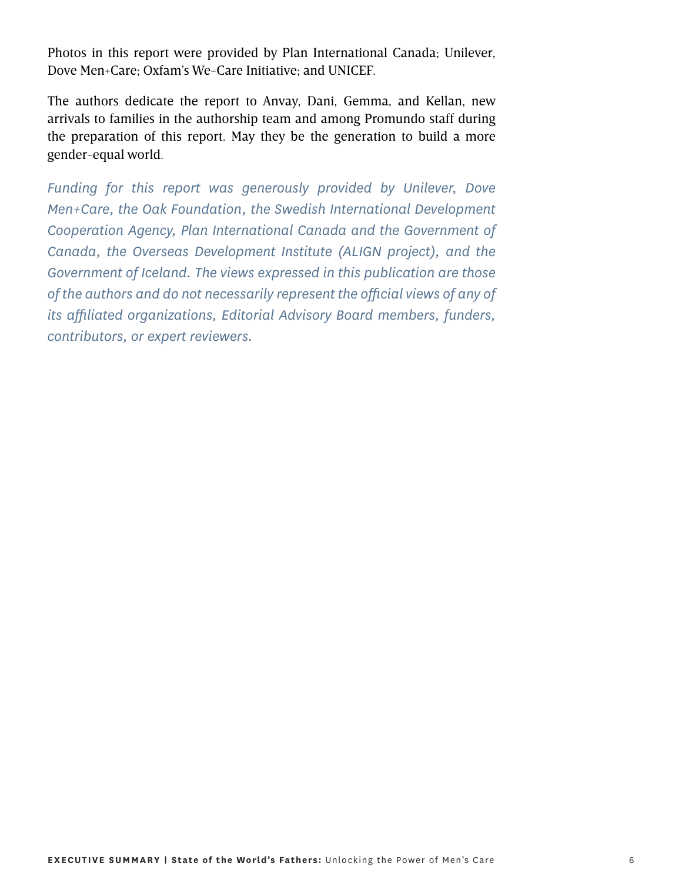Photos in this report were provided by Plan International Canada; Unilever, Dove Men+Care; Oxfam's We-Care Initiative; and UNICEF.

The authors dedicate the report to Anvay, Dani, Gemma, and Kellan, new arrivals to families in the authorship team and among Promundo staff during the preparation of this report. May they be the generation to build a more gender-equal world.

*Funding for this report was generously provided by Unilever, Dove Men+Care, the Oak Foundation, the Swedish International Development Cooperation Agency, Plan International Canada and the Government of Canada, the Overseas Development Institute (ALIGN project), and the Government of Iceland. The views expressed in this publication are those of the authors and do not necessarily represent the official views of any of its affiliated organizations, Editorial Advisory Board members, funders, contributors, or expert reviewers.*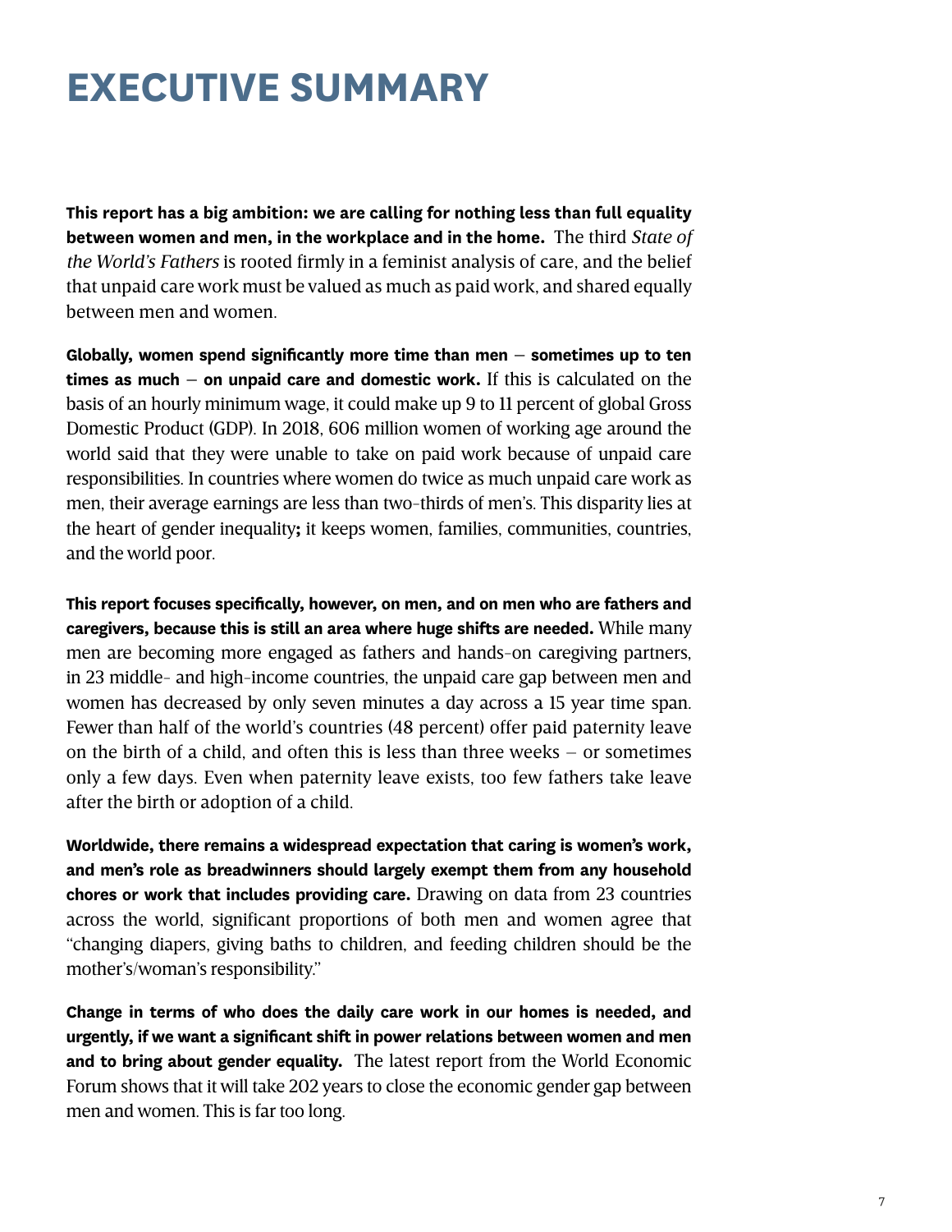# EXECUTIVE SUMMARY

**This report has a big ambition: we are calling for nothing less than full equality between women and men, in the workplace and in the home.** The third *State of the World's Fathers* is rooted firmly in a feminist analysis of care, and the belief that unpaid care work must be valued as much as paid work, and shared equally between men and women.

**Globally, women spend significantly more time than men – sometimes up to ten times as much – on unpaid care and domestic work.** If this is calculated on the basis of an hourly minimum wage, it could make up 9 to 11 percent of global Gross Domestic Product (GDP). In 2018, 606 million women of working age around the world said that they were unable to take on paid work because of unpaid care responsibilities. In countries where women do twice as much unpaid care work as men, their average earnings are less than two-thirds of men's. This disparity lies at the heart of gender inequality**;** it keeps women, families, communities, countries, and the world poor.

**This report focuses specifically, however, on men, and on men who are fathers and caregivers, because this is still an area where huge shifts are needed.** While many men are becoming more engaged as fathers and hands-on caregiving partners, in 23 middle- and high-income countries, the unpaid care gap between men and women has decreased by only seven minutes a day across a 15 year time span. Fewer than half of the world's countries (48 percent) offer paid paternity leave on the birth of a child, and often this is less than three weeks – or sometimes only a few days. Even when paternity leave exists, too few fathers take leave after the birth or adoption of a child.

**Worldwide, there remains a widespread expectation that caring is women's work, and men's role as breadwinners should largely exempt them from any household chores or work that includes providing care.** Drawing on data from 23 countries across the world, significant proportions of both men and women agree that "changing diapers, giving baths to children, and feeding children should be the mother's/woman's responsibility."

**Change in terms of who does the daily care work in our homes is needed, and urgently, if we want a significant shift in power relations between women and men and to bring about gender equality.** The latest report from the World Economic Forum shows that it will take 202 years to close the economic gender gap between men and women. This is far too long.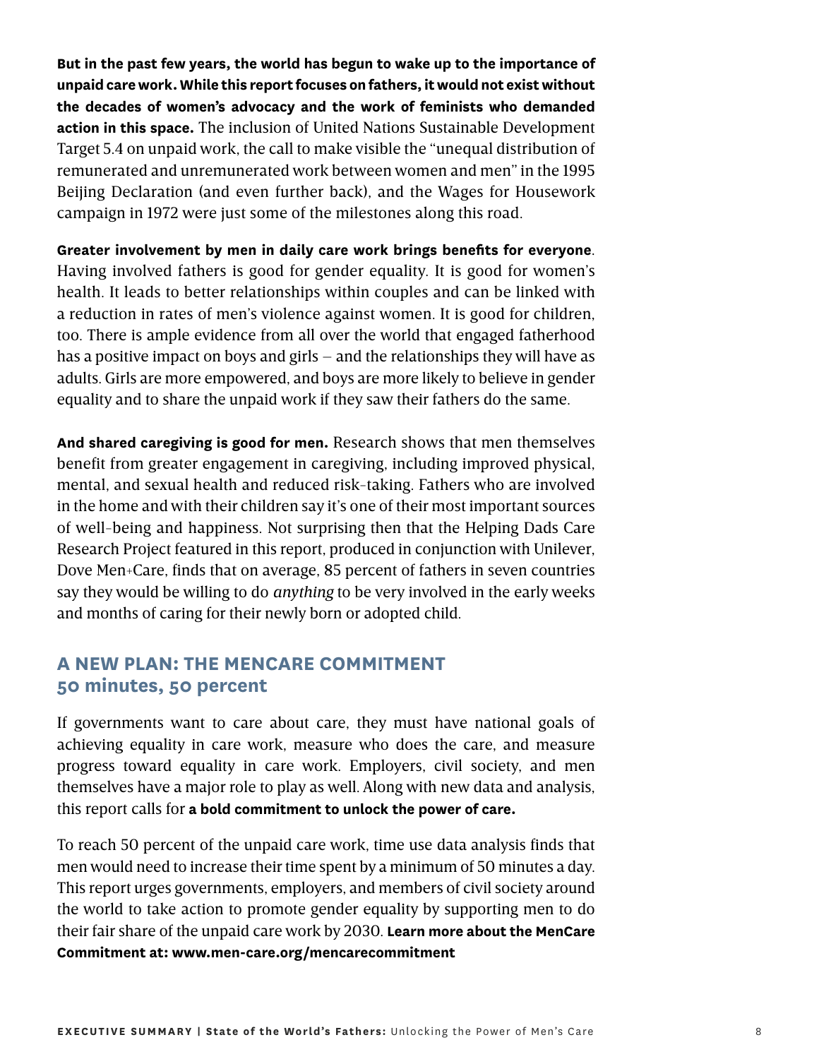**But in the past few years, the world has begun to wake up to the importance of unpaid care work. While this report focuses on fathers, it would not exist without the decades of women's advocacy and the work of feminists who demanded action in this space.** The inclusion of United Nations Sustainable Development Target 5.4 on unpaid work, the call to make visible the "unequal distribution of remunerated and unremunerated work between women and men" in the 1995 Beijing Declaration (and even further back), and the Wages for Housework campaign in 1972 were just some of the milestones along this road.

**Greater involvement by men in daily care work brings benefits for everyone**. Having involved fathers is good for gender equality. It is good for women's health. It leads to better relationships within couples and can be linked with a reduction in rates of men's violence against women. It is good for children, too. There is ample evidence from all over the world that engaged fatherhood has a positive impact on boys and girls – and the relationships they will have as adults. Girls are more empowered, and boys are more likely to believe in gender equality and to share the unpaid work if they saw their fathers do the same.

**And shared caregiving is good for men.** Research shows that men themselves benefit from greater engagement in caregiving, including improved physical, mental, and sexual health and reduced risk-taking. Fathers who are involved in the home and with their children say it's one of their most important sources of well-being and happiness. Not surprising then that the Helping Dads Care Research Project featured in this report, produced in conjunction with Unilever, Dove Men+Care, finds that on average, 85 percent of fathers in seven countries say they would be willing to do *anything* to be very involved in the early weeks and months of caring for their newly born or adopted child.

## A NEW PLAN: THE MENCARE COMMITMENT 50 minutes, 50 percent

If governments want to care about care, they must have national goals of achieving equality in care work, measure who does the care, and measure progress toward equality in care work. Employers, civil society, and men themselves have a major role to play as well. Along with new data and analysis, this report calls for **a bold commitment to unlock the power of care.**

To reach 50 percent of the unpaid care work, time use data analysis finds that men would need to increase their time spent by a minimum of 50 minutes a day. This report urges governments, employers, and members of civil society around the world to take action to promote gender equality by supporting men to do their fair share of the unpaid care work by 2030. **Learn more about the MenCare Commitment at: www.men-care.org/mencarecommitment**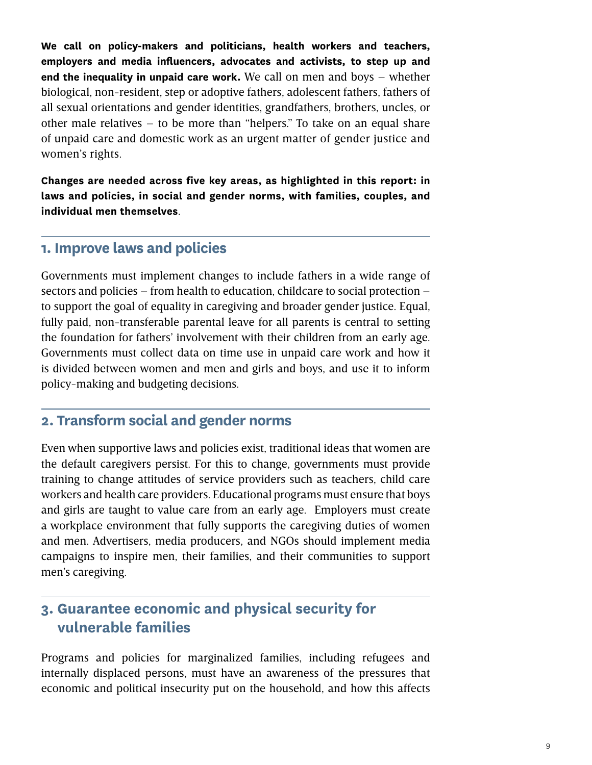**We call on policy-makers and politicians, health workers and teachers, employers and media influencers, advocates and activists, to step up and end the inequality in unpaid care work.** We call on men and boys – whether biological, non-resident, step or adoptive fathers, adolescent fathers, fathers of all sexual orientations and gender identities, grandfathers, brothers, uncles, or other male relatives – to be more than "helpers." To take on an equal share of unpaid care and domestic work as an urgent matter of gender justice and women's rights.

**Changes are needed across five key areas, as highlighted in this report: in laws and policies, in social and gender norms, with families, couples, and individual men themselves**.

## 1. Improve laws and policies

Governments must implement changes to include fathers in a wide range of sectors and policies – from health to education, childcare to social protection – to support the goal of equality in caregiving and broader gender justice. Equal, fully paid, non-transferable parental leave for all parents is central to setting the foundation for fathers' involvement with their children from an early age. Governments must collect data on time use in unpaid care work and how it is divided between women and men and girls and boys, and use it to inform policy-making and budgeting decisions.

## 2. Transform social and gender norms

Even when supportive laws and policies exist, traditional ideas that women are the default caregivers persist. For this to change, governments must provide training to change attitudes of service providers such as teachers, child care workers and health care providers. Educational programs must ensure that boys and girls are taught to value care from an early age. Employers must create a workplace environment that fully supports the caregiving duties of women and men. Advertisers, media producers, and NGOs should implement media campaigns to inspire men, their families, and their communities to support men's caregiving.

## 3. Guarantee economic and physical security for vulnerable families

Programs and policies for marginalized families, including refugees and internally displaced persons, must have an awareness of the pressures that economic and political insecurity put on the household, and how this affects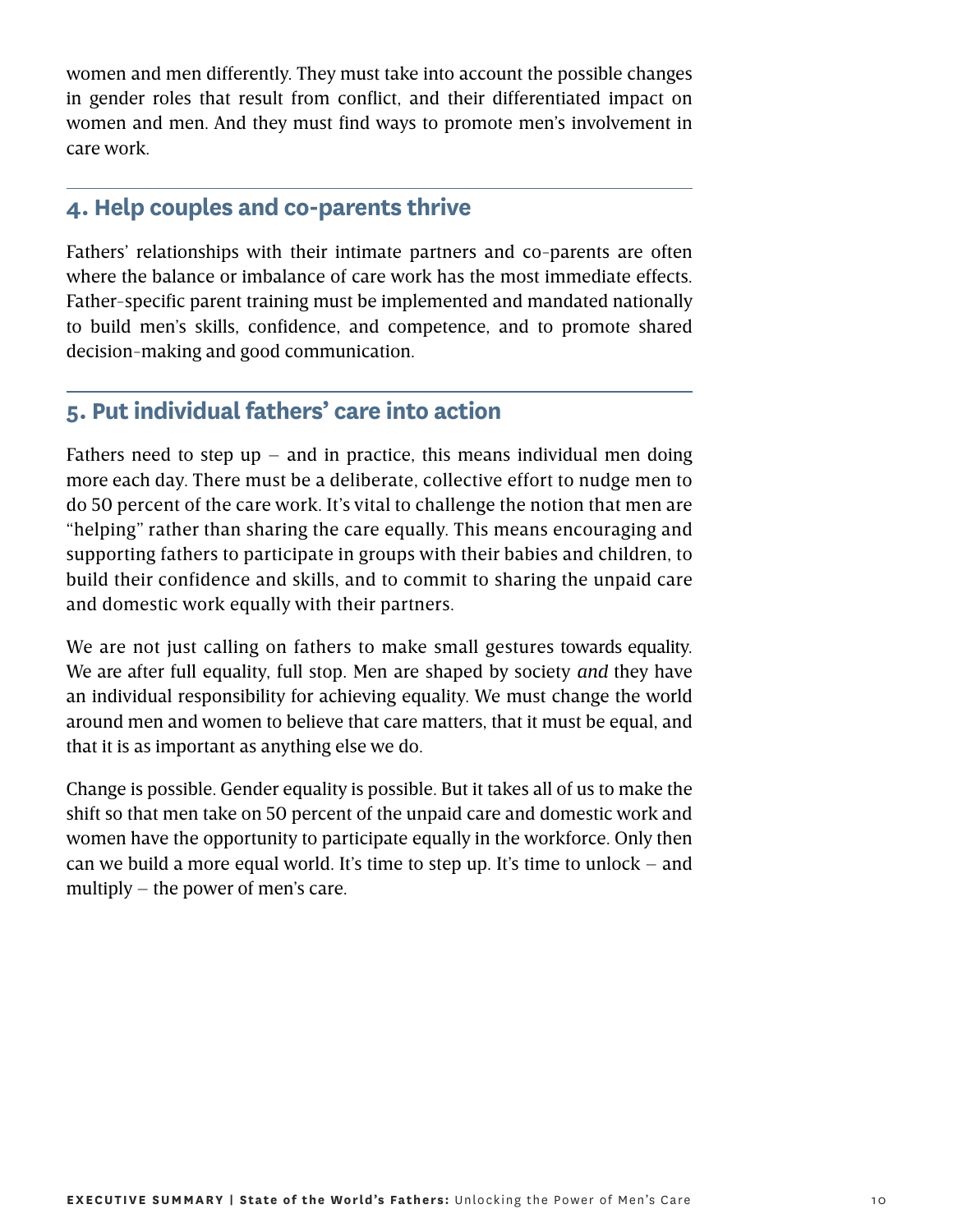women and men differently. They must take into account the possible changes in gender roles that result from conflict, and their differentiated impact on women and men. And they must find ways to promote men's involvement in care work.

## 4. Help couples and co-parents thrive

Fathers' relationships with their intimate partners and co-parents are often where the balance or imbalance of care work has the most immediate effects. Father-specific parent training must be implemented and mandated nationally to build men's skills, confidence, and competence, and to promote shared decision-making and good communication.

## 5. Put individual fathers' care into action

Fathers need to step up – and in practice, this means individual men doing more each day. There must be a deliberate, collective effort to nudge men to do 50 percent of the care work. It's vital to challenge the notion that men are "helping" rather than sharing the care equally. This means encouraging and supporting fathers to participate in groups with their babies and children, to build their confidence and skills, and to commit to sharing the unpaid care and domestic work equally with their partners.

We are not just calling on fathers to make small gestures towards equality. We are after full equality, full stop. Men are shaped by society *and* they have an individual responsibility for achieving equality. We must change the world around men and women to believe that care matters, that it must be equal, and that it is as important as anything else we do.

Change is possible. Gender equality is possible. But it takes all of us to make the shift so that men take on 50 percent of the unpaid care and domestic work and women have the opportunity to participate equally in the workforce. Only then can we build a more equal world. It's time to step up. It's time to unlock – and multiply – the power of men's care.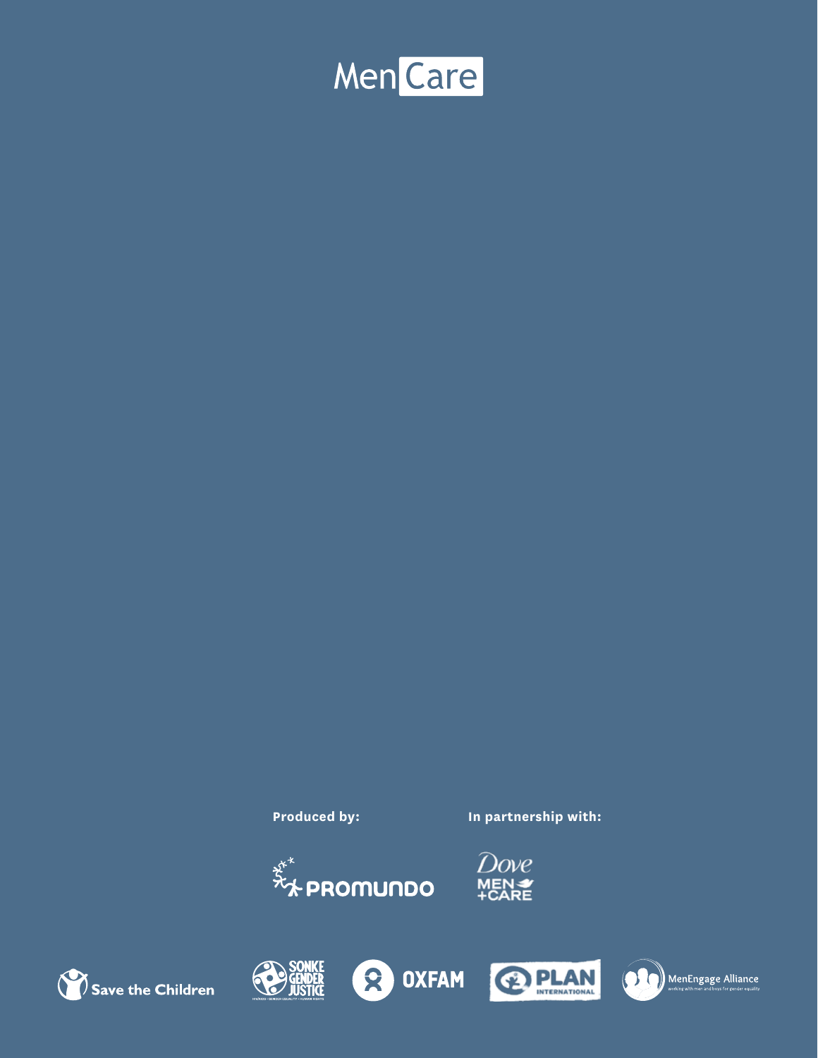MenCare

**Produced by:**

PROMUNDO

**In partnership with:**

Dove MEN+CARE

Save the Children

SONKE GENDER JUSTICE

OXFAM

PLAN INTERNATIONAL

MenEngage Alliance